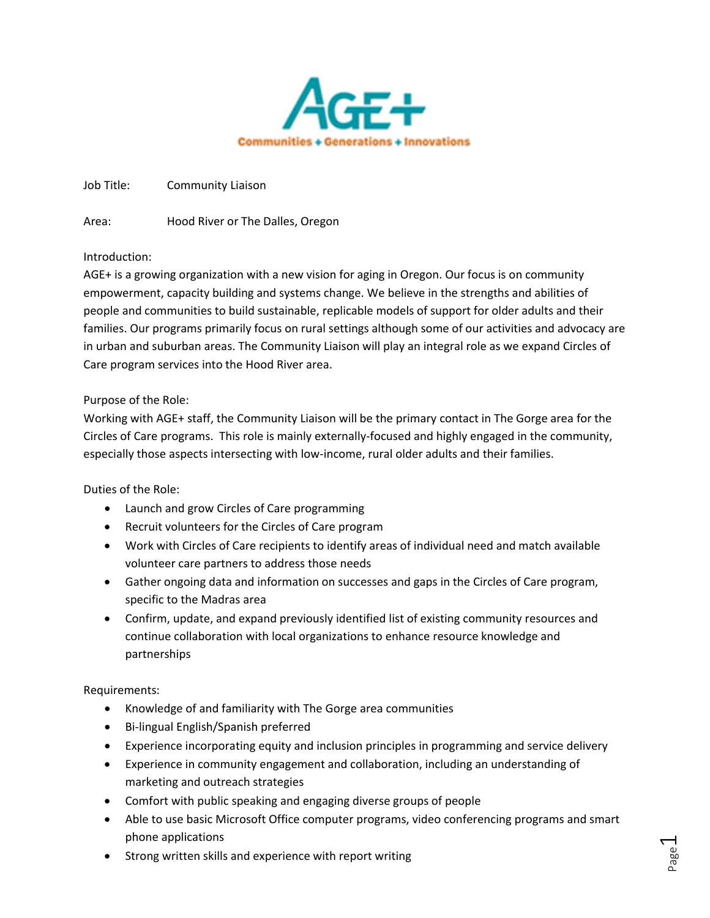AGE+

Communities + Generations + Innovations

Job Title: Community Liaison

Area: Hood River or The Dalles, Oregon

Introduction:
AGE+ is a growing organization with a new vision for aging in Oregon. Our focus is on community empowerment, capacity building and systems change. We believe in the strengths and abilities of people and communities to build sustainable, replicable models of support for older adults and their families. Our programs primarily focus on rural settings although some of our activities and advocacy are in urban and suburban areas. The Community Liaison will play an integral role as we expand Circles of Care program services into the Hood River area.

Purpose of the Role:
Working with AGE+ staff, the Community Liaison will be the primary contact in The Gorge area for the Circles of Care programs. This role is mainly externally-focused and highly engaged in the community, especially those aspects intersecting with low-income, rural older adults and their families.

Duties of the Role:

- Launch and grow Circles of Care programming
- Recruit volunteers for the Circles of Care program
- Work with Circles of Care recipients to identify areas of individual need and match available volunteer care partners to address those needs
- Gather ongoing data and information on successes and gaps in the Circles of Care program, specific to the Madras area
- Confirm, update, and expand previously identified list of existing community resources and continue collaboration with local organizations to enhance resource knowledge and partnerships

Requirements:

- Knowledge of and familiarity with The Gorge area communities
- Bi-lingual English/Spanish preferred
- Experience incorporating equity and inclusion principles in programming and service delivery
- Experience in community engagement and collaboration, including an understanding of marketing and outreach strategies
- Comfort with public speaking and engaging diverse groups of people
- Able to use basic Microsoft Office computer programs, video conferencing programs and smart phone applications
- Strong written skills and experience with report writing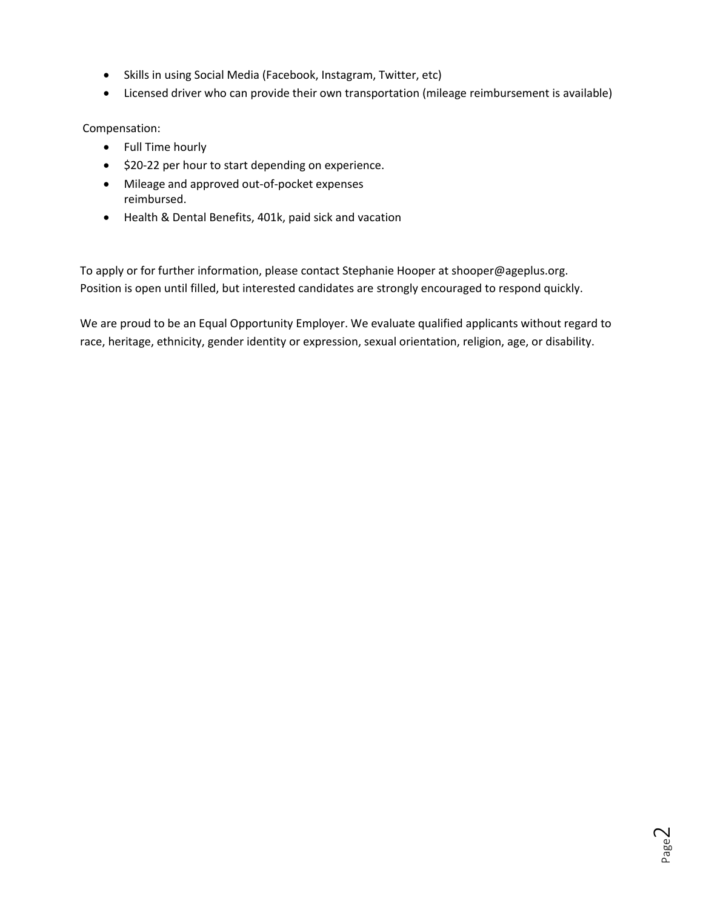- Skills in using Social Media (Facebook, Instagram, Twitter, etc)
- Licensed driver who can provide their own transportation (mileage reimbursement is available)

Compensation:

- Full Time hourly
- $20-22 per hour to start depending on experience.
- Mileage and approved out-of-pocket expenses reimbursed.
- Health & Dental Benefits, 401k, paid sick and vacation

To apply or for further information, please contact Stephanie Hooper at shooper@ageplus.org. Position is open until filled, but interested candidates are strongly encouraged to respond quickly.

We are proud to be an Equal Opportunity Employer. We evaluate qualified applicants without regard to race, heritage, ethnicity, gender identity or expression, sexual orientation, religion, age, or disability.